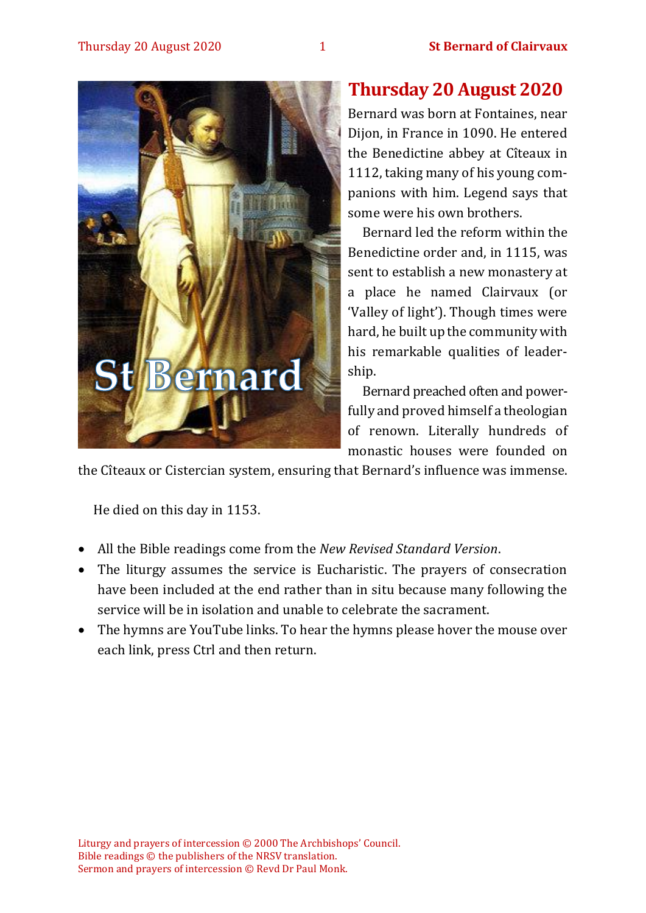# Thursday 20 August 2020

Bernard was born at Fontaines, near Dijon, in France in 1090. He entered the Benedictine abbey at Cîteaux in 1112, taking many of his young companions with him. Legend says that some were his own brothers.

Bernard led the reform within the Benedictine order and, in 1115, was sent to establish a new monastery at a place he named Clairvaux (or 'Valley of light'). Though times were hard, he built up the community with his remarkable qualities of leadership.

Bernard preached often and powerfully and proved himself a theologian of renown. Literally hundreds of monastic houses were founded on the Cîteaux or Cistercian system, ensuring that Bernard's influence was immense.

He died on this day in 1153.

- All the Bible readings come from the *New Revised Standard Version*.
- The liturgy assumes the service is Eucharistic. The prayers of consecration have been included at the end rather than in situ because many following the service will be in isolation and unable to celebrate the sacrament.
- The hymns are YouTube links. To hear the hymns please hover the mouse over each link, press Ctrl and then return.

Liturgy and prayers of intercession © 2000 The Archbishops' Council.
Bible readings © the publishers of the NRSV translation.
Sermon and prayers of intercession © Revd Dr Paul Monk.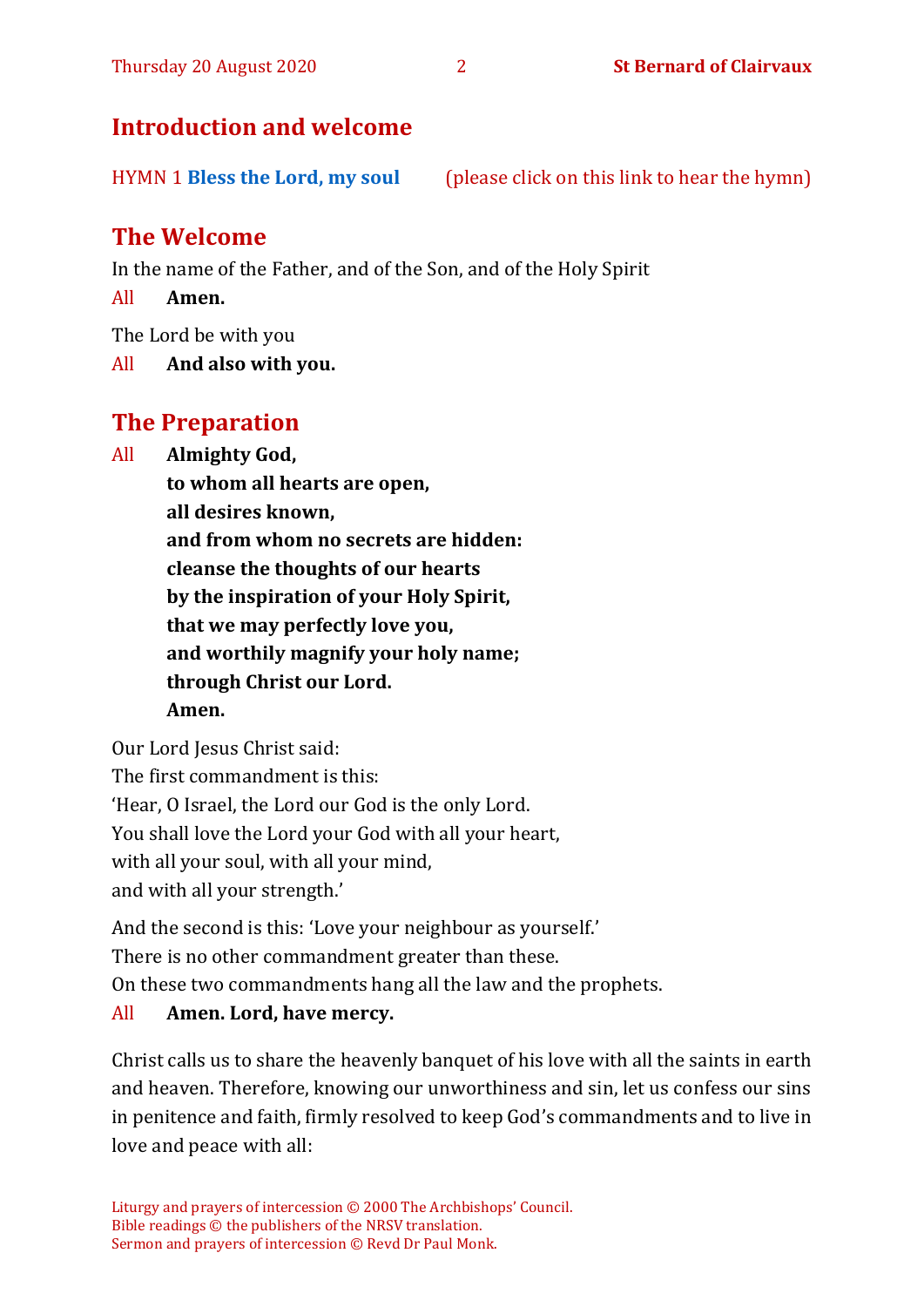## Introduction and welcome

HYMN 1 **Bless the Lord, my soul** (please click on this link to hear the hymn)

## The Welcome

In the name of the Father, and of the Son, and of the Holy Spirit

All **Amen.**

The Lord be with you

All **And also with you.**

## The Preparation

All **Almighty God,**
**to whom all hearts are open,**
**all desires known,**
**and from whom no secrets are hidden:**
**cleanse the thoughts of our hearts**
**by the inspiration of your Holy Spirit,**
**that we may perfectly love you,**
**and worthily magnify your holy name;**
**through Christ our Lord.**
**Amen.**

Our Lord Jesus Christ said:
The first commandment is this:
'Hear, O Israel, the Lord our God is the only Lord.
You shall love the Lord your God with all your heart,
with all your soul, with all your mind,
and with all your strength.'

And the second is this: 'Love your neighbour as yourself.'
There is no other commandment greater than these.
On these two commandments hang all the law and the prophets.

All **Amen. Lord, have mercy.**

Christ calls us to share the heavenly banquet of his love with all the saints in earth and heaven. Therefore, knowing our unworthiness and sin, let us confess our sins in penitence and faith, firmly resolved to keep God's commandments and to live in love and peace with all:

Liturgy and prayers of intercession © 2000 The Archbishops' Council.
Bible readings © the publishers of the NRSV translation.
Sermon and prayers of intercession © Revd Dr Paul Monk.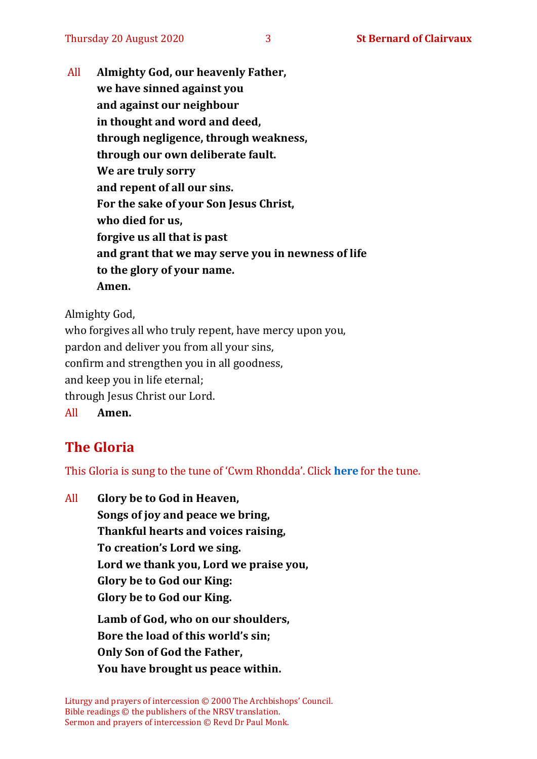All **Almighty God, our heavenly Father,**
**we have sinned against you**
**and against our neighbour**
**in thought and word and deed,**
**through negligence, through weakness,**
**through our own deliberate fault.**
**We are truly sorry**
**and repent of all our sins.**
**For the sake of your Son Jesus Christ,**
**who died for us,**
**forgive us all that is past**
**and grant that we may serve you in newness of life**
**to the glory of your name.**
**Amen.**

Almighty God,
who forgives all who truly repent, have mercy upon you,
pardon and deliver you from all your sins,
confirm and strengthen you in all goodness,
and keep you in life eternal;
through Jesus Christ our Lord.
All **Amen.**

## The Gloria

This Gloria is sung to the tune of 'Cwm Rhondda'. Click **here** for the tune.

All **Glory be to God in Heaven,**
**Songs of joy and peace we bring,**
**Thankful hearts and voices raising,**
**To creation's Lord we sing.**
**Lord we thank you, Lord we praise you,**
**Glory be to God our King:**
**Glory be to God our King.**

**Lamb of God, who on our shoulders,**
**Bore the load of this world's sin;**
**Only Son of God the Father,**
**You have brought us peace within.**

Liturgy and prayers of intercession © 2000 The Archbishops' Council.
Bible readings © the publishers of the NRSV translation.
Sermon and prayers of intercession © Revd Dr Paul Monk.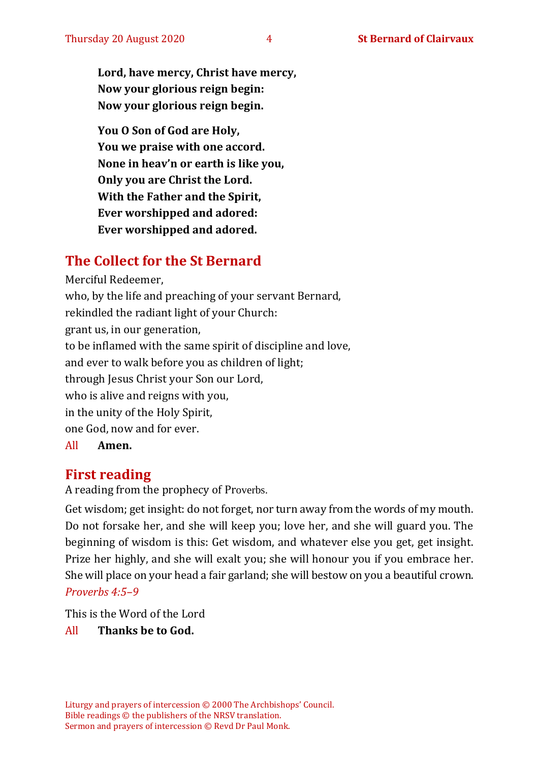**Lord, have mercy, Christ have mercy,**
**Now your glorious reign begin:**
**Now your glorious reign begin.**

**You O Son of God are Holy,**
**You we praise with one accord.**
**None in heav'n or earth is like you,**
**Only you are Christ the Lord.**
**With the Father and the Spirit,**
**Ever worshipped and adored:**
**Ever worshipped and adored.**

## The Collect for the St Bernard

Merciful Redeemer,
who, by the life and preaching of your servant Bernard,
rekindled the radiant light of your Church:
grant us, in our generation,
to be inflamed with the same spirit of discipline and love,
and ever to walk before you as children of light;
through Jesus Christ your Son our Lord,
who is alive and reigns with you,
in the unity of the Holy Spirit,
one God, now and for ever.

All **Amen.**

## First reading

A reading from the prophecy of Proverbs.

Get wisdom; get insight: do not forget, nor turn away from the words of my mouth. Do not forsake her, and she will keep you; love her, and she will guard you. The beginning of wisdom is this: Get wisdom, and whatever else you get, get insight. Prize her highly, and she will exalt you; she will honour you if you embrace her. She will place on your head a fair garland; she will bestow on you a beautiful crown. *Proverbs 4:5–9*

This is the Word of the Lord

All **Thanks be to God.**

Liturgy and prayers of intercession © 2000 The Archbishops' Council.
Bible readings © the publishers of the NRSV translation.
Sermon and prayers of intercession © Revd Dr Paul Monk.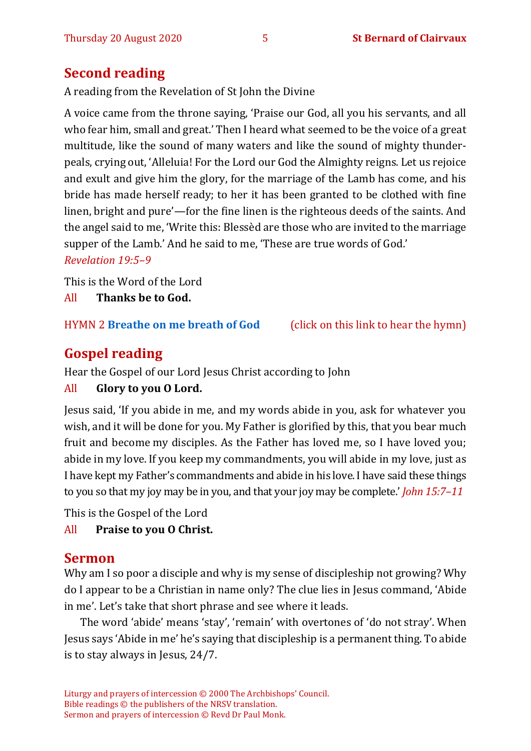## Second reading

A reading from the Revelation of St John the Divine

A voice came from the throne saying, 'Praise our God, all you his servants, and all who fear him, small and great.' Then I heard what seemed to be the voice of a great multitude, like the sound of many waters and like the sound of mighty thunder-peals, crying out, 'Alleluia! For the Lord our God the Almighty reigns. Let us rejoice and exult and give him the glory, for the marriage of the Lamb has come, and his bride has made herself ready; to her it has been granted to be clothed with fine linen, bright and pure'—for the fine linen is the righteous deeds of the saints. And the angel said to me, 'Write this: Blessèd are those who are invited to the marriage supper of the Lamb.' And he said to me, 'These are true words of God.'
*Revelation 19:5–9*

This is the Word of the Lord
All **Thanks be to God.**

HYMN 2 **Breathe on me breath of God** (click on this link to hear the hymn)

## Gospel reading

Hear the Gospel of our Lord Jesus Christ according to John
All **Glory to you O Lord.**

Jesus said, 'If you abide in me, and my words abide in you, ask for whatever you wish, and it will be done for you. My Father is glorified by this, that you bear much fruit and become my disciples. As the Father has loved me, so I have loved you; abide in my love. If you keep my commandments, you will abide in my love, just as I have kept my Father's commandments and abide in his love. I have said these things to you so that my joy may be in you, and that your joy may be complete.' *John 15:7–11*

This is the Gospel of the Lord
All **Praise to you O Christ.**

## Sermon

Why am I so poor a disciple and why is my sense of discipleship not growing? Why do I appear to be a Christian in name only? The clue lies in Jesus command, 'Abide in me'. Let's take that short phrase and see where it leads.

The word 'abide' means 'stay', 'remain' with overtones of 'do not stray'. When Jesus says 'Abide in me' he's saying that discipleship is a permanent thing. To abide is to stay always in Jesus, 24/7.

Liturgy and prayers of intercession © 2000 The Archbishops' Council.
Bible readings © the publishers of the NRSV translation.
Sermon and prayers of intercession © Revd Dr Paul Monk.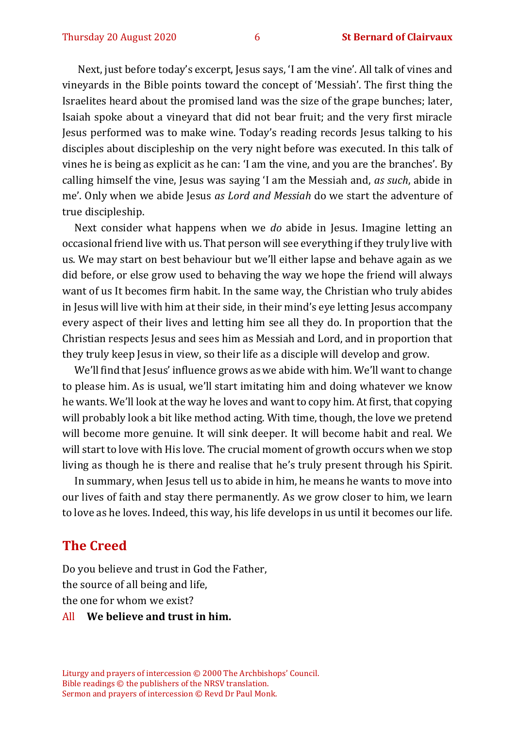Next, just before today's excerpt, Jesus says, 'I am the vine'. All talk of vines and vineyards in the Bible points toward the concept of 'Messiah'. The first thing the Israelites heard about the promised land was the size of the grape bunches; later, Isaiah spoke about a vineyard that did not bear fruit; and the very first miracle Jesus performed was to make wine. Today's reading records Jesus talking to his disciples about discipleship on the very night before was executed. In this talk of vines he is being as explicit as he can: 'I am the vine, and you are the branches'. By calling himself the vine, Jesus was saying 'I am the Messiah and, *as such*, abide in me'. Only when we abide Jesus *as Lord and Messiah* do we start the adventure of true discipleship.

Next consider what happens when we *do* abide in Jesus. Imagine letting an occasional friend live with us. That person will see everything if they truly live with us. We may start on best behaviour but we'll either lapse and behave again as we did before, or else grow used to behaving the way we hope the friend will always want of us It becomes firm habit. In the same way, the Christian who truly abides in Jesus will live with him at their side, in their mind's eye letting Jesus accompany every aspect of their lives and letting him see all they do. In proportion that the Christian respects Jesus and sees him as Messiah and Lord, and in proportion that they truly keep Jesus in view, so their life as a disciple will develop and grow.

We'll find that Jesus' influence grows as we abide with him. We'll want to change to please him. As is usual, we'll start imitating him and doing whatever we know he wants. We'll look at the way he loves and want to copy him. At first, that copying will probably look a bit like method acting. With time, though, the love we pretend will become more genuine. It will sink deeper. It will become habit and real. We will start to love with His love. The crucial moment of growth occurs when we stop living as though he is there and realise that he's truly present through his Spirit.

In summary, when Jesus tell us to abide in him, he means he wants to move into our lives of faith and stay there permanently. As we grow closer to him, we learn to love as he loves. Indeed, this way, his life develops in us until it becomes our life.

## The Creed

Do you believe and trust in God the Father,
the source of all being and life,
the one for whom we exist?

All **We believe and trust in him.**

Liturgy and prayers of intercession © 2000 The Archbishops' Council.
Bible readings © the publishers of the NRSV translation.
Sermon and prayers of intercession © Revd Dr Paul Monk.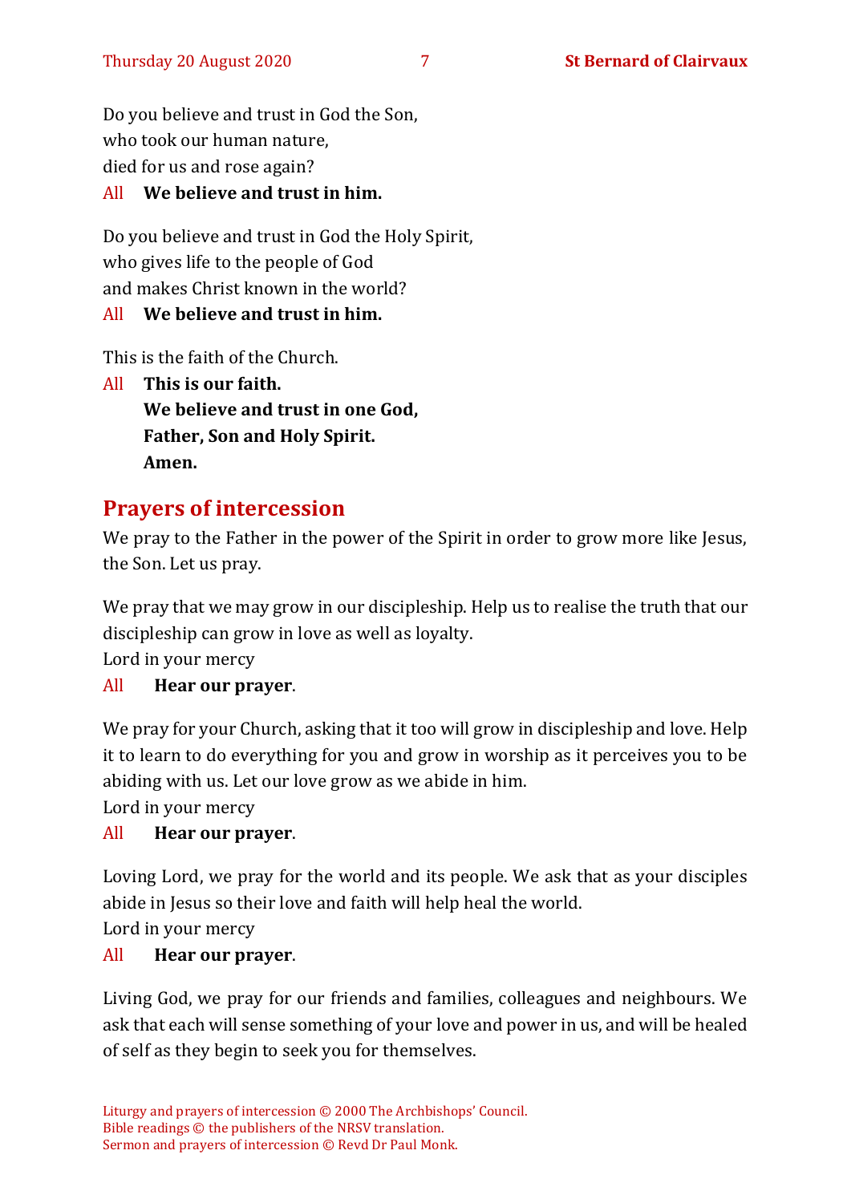Do you believe and trust in God the Son,
who took our human nature,
died for us and rose again?

All **We believe and trust in him.**

Do you believe and trust in God the Holy Spirit,
who gives life to the people of God
and makes Christ known in the world?

All **We believe and trust in him.**

This is the faith of the Church.

All **This is our faith.**
**We believe and trust in one God,**
**Father, Son and Holy Spirit.**
**Amen.**

## Prayers of intercession

We pray to the Father in the power of the Spirit in order to grow more like Jesus, the Son. Let us pray.

We pray that we may grow in our discipleship. Help us to realise the truth that our discipleship can grow in love as well as loyalty.
Lord in your mercy

All **Hear our prayer**.

We pray for your Church, asking that it too will grow in discipleship and love. Help it to learn to do everything for you and grow in worship as it perceives you to be abiding with us. Let our love grow as we abide in him.
Lord in your mercy

All **Hear our prayer**.

Loving Lord, we pray for the world and its people. We ask that as your disciples abide in Jesus so their love and faith will help heal the world.
Lord in your mercy

All **Hear our prayer**.

Living God, we pray for our friends and families, colleagues and neighbours. We ask that each will sense something of your love and power in us, and will be healed of self as they begin to seek you for themselves.

Liturgy and prayers of intercession © 2000 The Archbishops' Council.
Bible readings © the publishers of the NRSV translation.
Sermon and prayers of intercession © Revd Dr Paul Monk.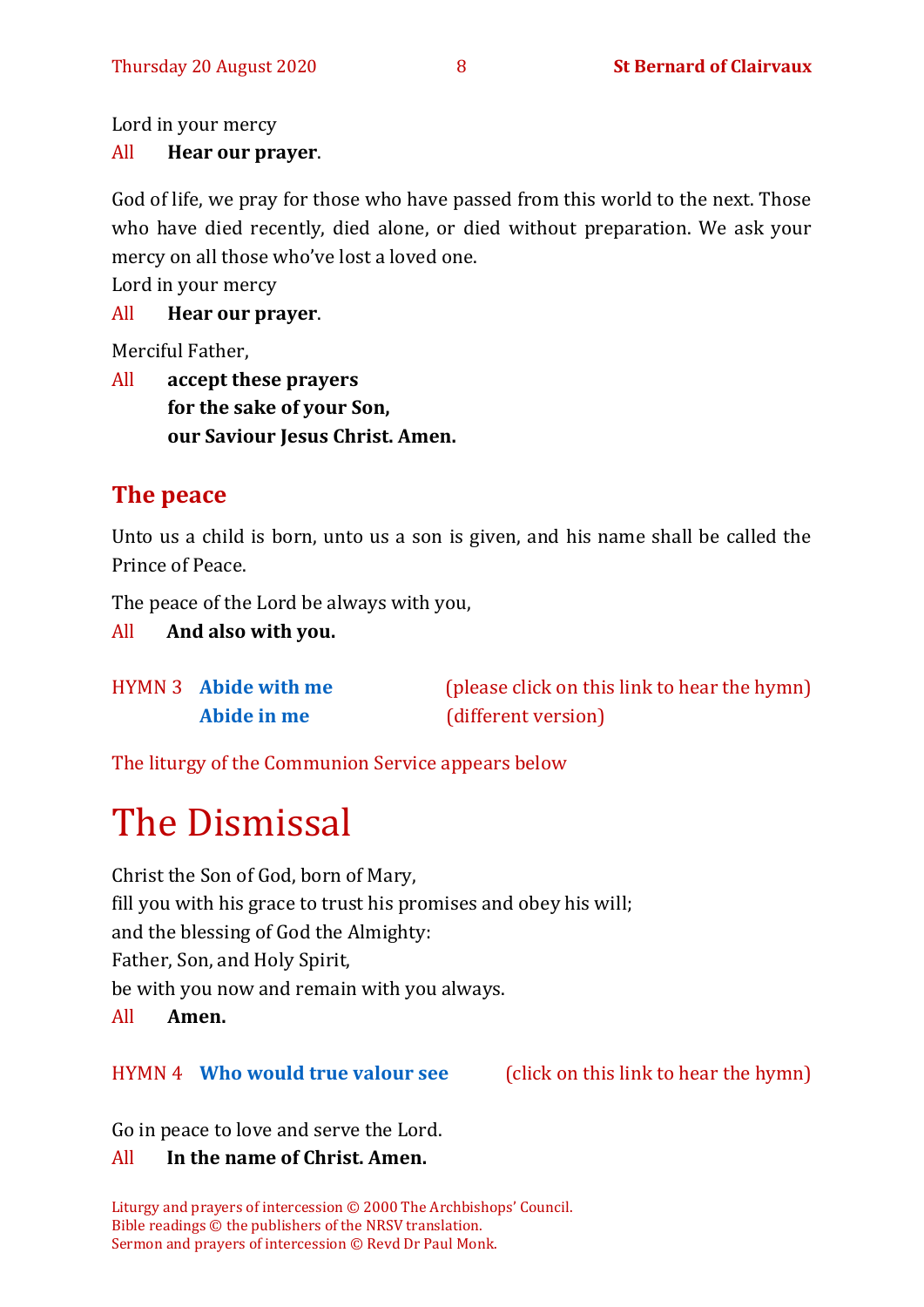Lord in your mercy

All **Hear our prayer**.

God of life, we pray for those who have passed from this world to the next. Those who have died recently, died alone, or died without preparation. We ask your mercy on all those who've lost a loved one.

Lord in your mercy

All **Hear our prayer**.

Merciful Father,

All **accept these prayers**
**for the sake of your Son,**
**our Saviour Jesus Christ. Amen.**

## The peace

Unto us a child is born, unto us a son is given, and his name shall be called the Prince of Peace.

The peace of the Lord be always with you,

All **And also with you.**

HYMN 3 **Abide with me** (please click on this link to hear the hymn)
**Abide in me** (different version)

The liturgy of the Communion Service appears below

# The Dismissal

Christ the Son of God, born of Mary,
fill you with his grace to trust his promises and obey his will;
and the blessing of God the Almighty:
Father, Son, and Holy Spirit,
be with you now and remain with you always.

All **Amen.**

HYMN 4 **Who would true valour see** (click on this link to hear the hymn)

Go in peace to love and serve the Lord.

All **In the name of Christ. Amen.**

Liturgy and prayers of intercession © 2000 The Archbishops' Council.
Bible readings © the publishers of the NRSV translation.
Sermon and prayers of intercession © Revd Dr Paul Monk.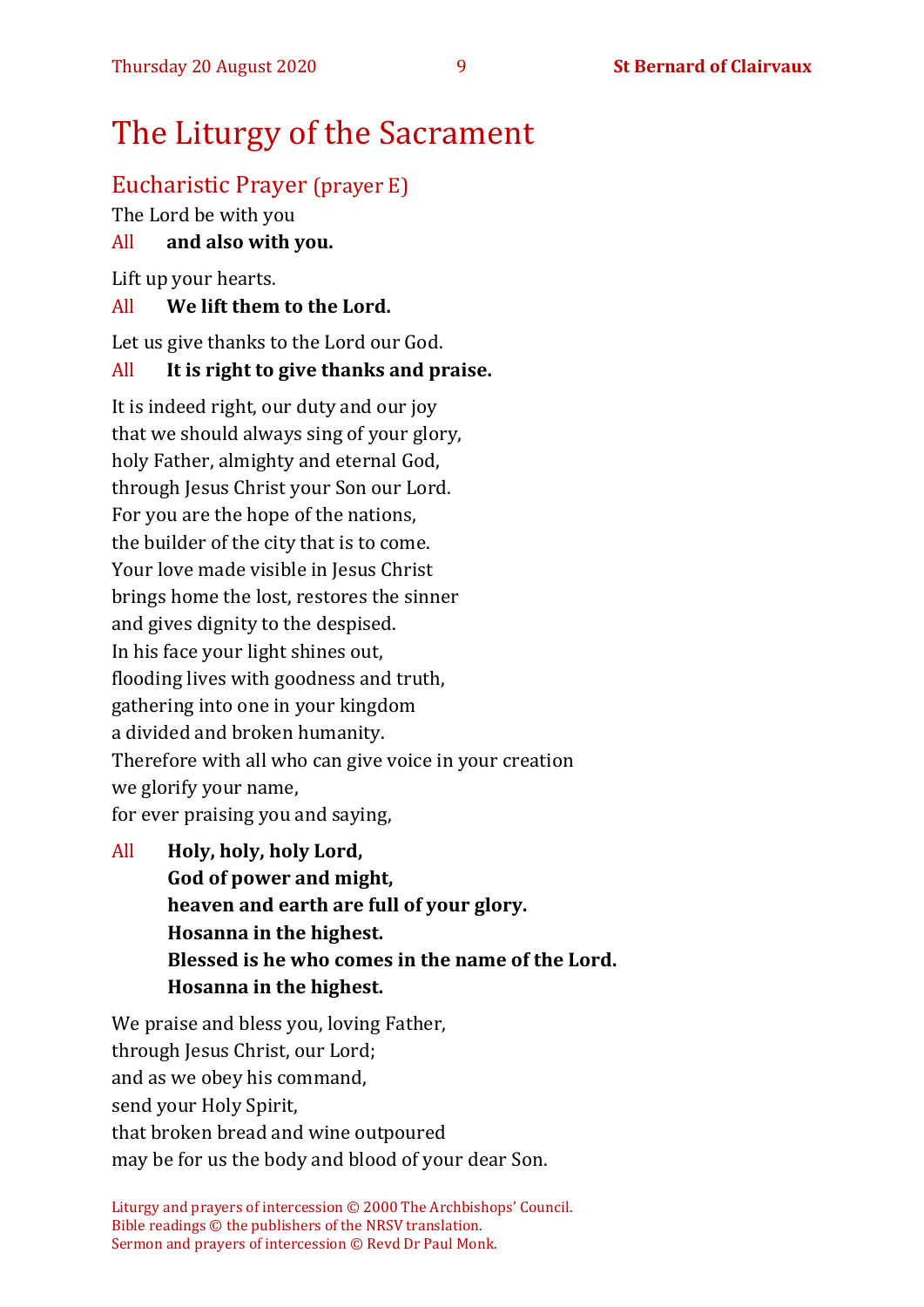# The Liturgy of the Sacrament

## Eucharistic Prayer (prayer E)

The Lord be with you

All **and also with you.**

Lift up your hearts.

All **We lift them to the Lord.**

Let us give thanks to the Lord our God.

All **It is right to give thanks and praise.**

It is indeed right, our duty and our joy
that we should always sing of your glory,
holy Father, almighty and eternal God,
through Jesus Christ your Son our Lord.
For you are the hope of the nations,
the builder of the city that is to come.
Your love made visible in Jesus Christ
brings home the lost, restores the sinner
and gives dignity to the despised.
In his face your light shines out,
flooding lives with goodness and truth,
gathering into one in your kingdom
a divided and broken humanity.
Therefore with all who can give voice in your creation
we glorify your name,
for ever praising you and saying,

All **Holy, holy, holy Lord,**
**God of power and might,**
**heaven and earth are full of your glory.**
**Hosanna in the highest.**
**Blessed is he who comes in the name of the Lord.**
**Hosanna in the highest.**

We praise and bless you, loving Father,
through Jesus Christ, our Lord;
and as we obey his command,
send your Holy Spirit,
that broken bread and wine outpoured
may be for us the body and blood of your dear Son.

Liturgy and prayers of intercession © 2000 The Archbishops' Council.
Bible readings © the publishers of the NRSV translation.
Sermon and prayers of intercession © Revd Dr Paul Monk.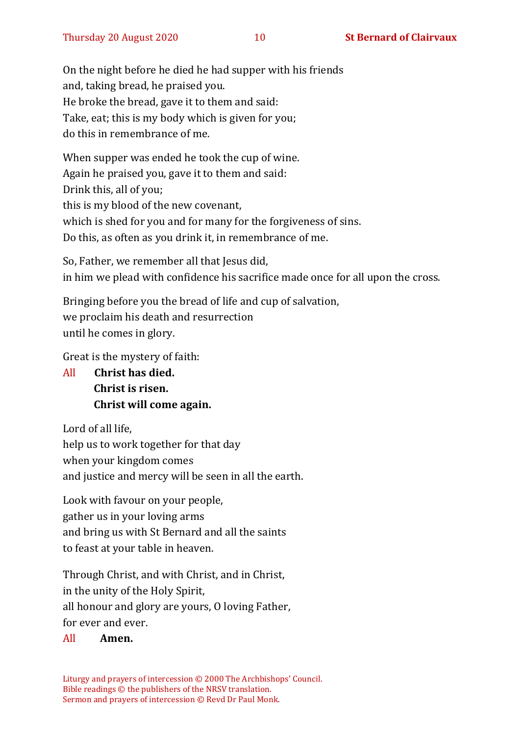On the night before he died he had supper with his friends
and, taking bread, he praised you.
He broke the bread, gave it to them and said:
Take, eat; this is my body which is given for you;
do this in remembrance of me.

When supper was ended he took the cup of wine.
Again he praised you, gave it to them and said:
Drink this, all of you;
this is my blood of the new covenant,
which is shed for you and for many for the forgiveness of sins.
Do this, as often as you drink it, in remembrance of me.

So, Father, we remember all that Jesus did,
in him we plead with confidence his sacrifice made once for all upon the cross.

Bringing before you the bread of life and cup of salvation,
we proclaim his death and resurrection
until he comes in glory.

Great is the mystery of faith:

All **Christ has died.**
**Christ is risen.**
**Christ will come again.**

Lord of all life,
help us to work together for that day
when your kingdom comes
and justice and mercy will be seen in all the earth.

Look with favour on your people,
gather us in your loving arms
and bring us with St Bernard and all the saints
to feast at your table in heaven.

Through Christ, and with Christ, and in Christ,
in the unity of the Holy Spirit,
all honour and glory are yours, O loving Father,
for ever and ever.

All **Amen.**

Liturgy and prayers of intercession © 2000 The Archbishops' Council.
Bible readings © the publishers of the NRSV translation.
Sermon and prayers of intercession © Revd Dr Paul Monk.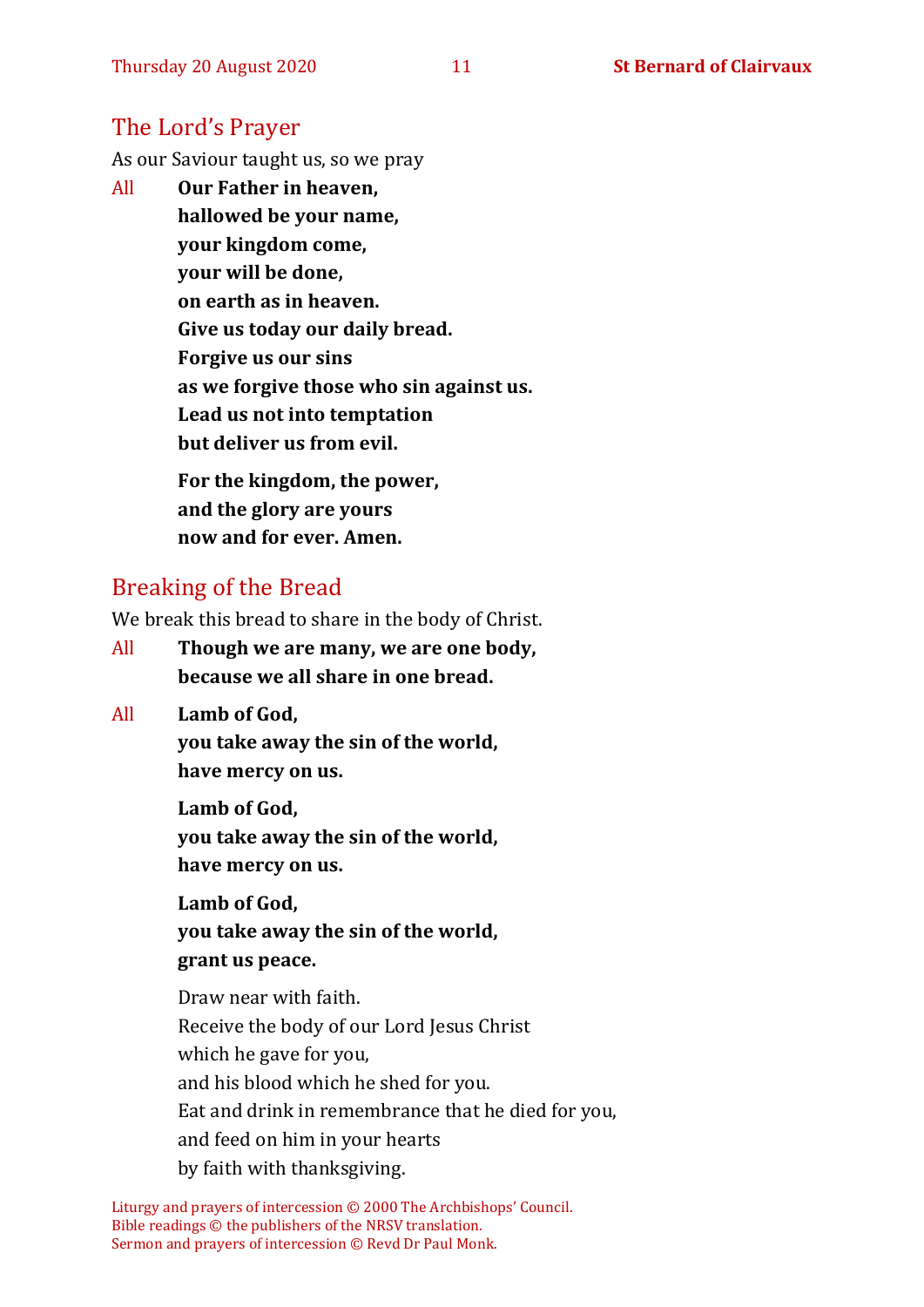## The Lord's Prayer

As our Saviour taught us, so we pray

All **Our Father in heaven,**
**hallowed be your name,**
**your kingdom come,**
**your will be done,**
**on earth as in heaven.**
**Give us today our daily bread.**
**Forgive us our sins**
**as we forgive those who sin against us.**
**Lead us not into temptation**
**but deliver us from evil.**

**For the kingdom, the power,**
**and the glory are yours**
**now and for ever. Amen.**

## Breaking of the Bread

We break this bread to share in the body of Christ.

All **Though we are many, we are one body,**
**because we all share in one bread.**

All **Lamb of God,**
**you take away the sin of the world,**
**have mercy on us.**

**Lamb of God,**
**you take away the sin of the world,**
**have mercy on us.**

**Lamb of God,**
**you take away the sin of the world,**
**grant us peace.**

Draw near with faith.
Receive the body of our Lord Jesus Christ
which he gave for you,
and his blood which he shed for you.
Eat and drink in remembrance that he died for you,
and feed on him in your hearts
by faith with thanksgiving.

Liturgy and prayers of intercession © 2000 The Archbishops' Council.
Bible readings © the publishers of the NRSV translation.
Sermon and prayers of intercession © Revd Dr Paul Monk.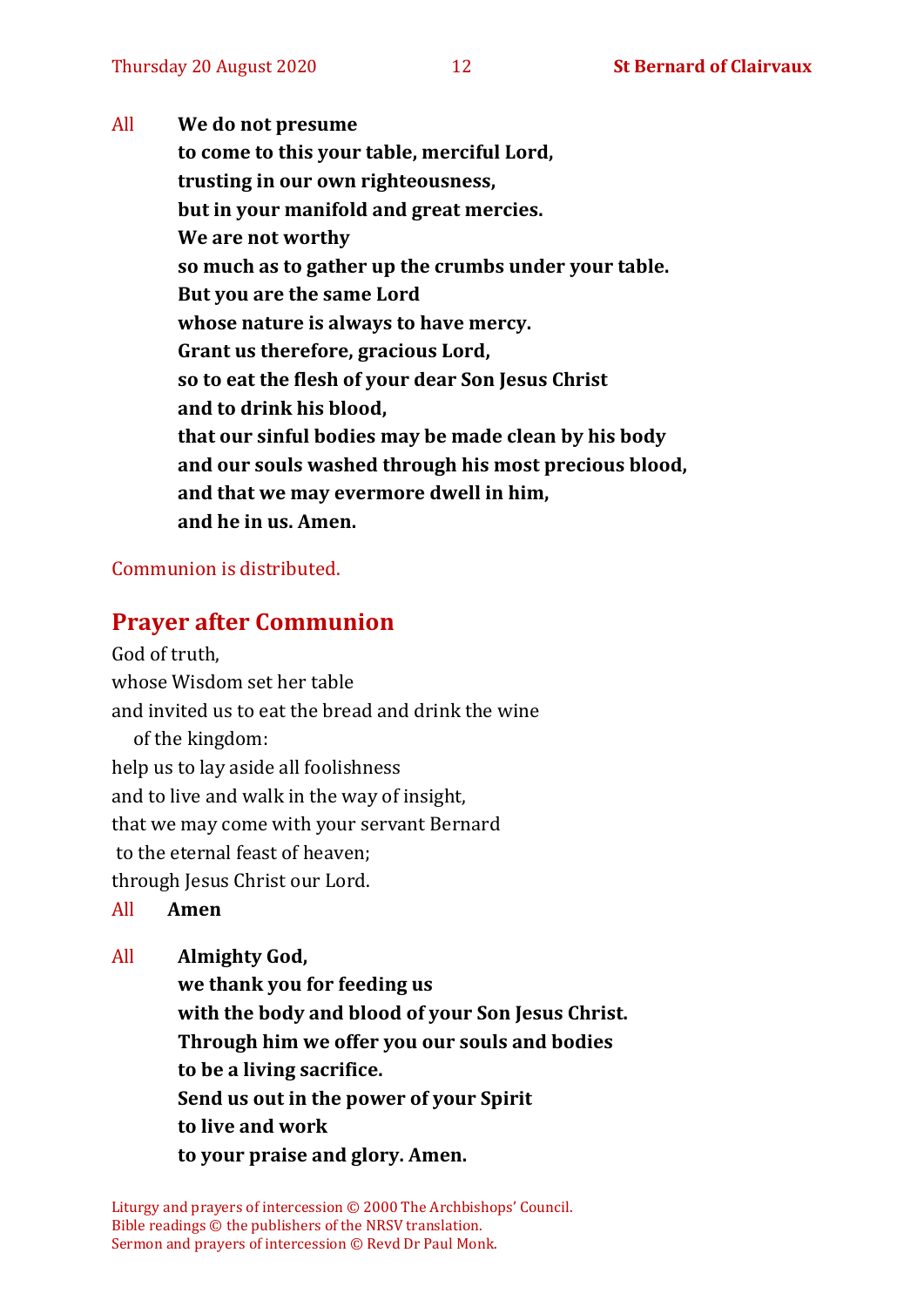All **We do not presume**
**to come to this your table, merciful Lord,**
**trusting in our own righteousness,**
**but in your manifold and great mercies.**
**We are not worthy**
**so much as to gather up the crumbs under your table.**
**But you are the same Lord**
**whose nature is always to have mercy.**
**Grant us therefore, gracious Lord,**
**so to eat the flesh of your dear Son Jesus Christ**
**and to drink his blood,**
**that our sinful bodies may be made clean by his body**
**and our souls washed through his most precious blood,**
**and that we may evermore dwell in him,**
**and he in us. Amen.**

Communion is distributed.

## Prayer after Communion

God of truth,
whose Wisdom set her table
and invited us to eat the bread and drink the wine
of the kingdom:
help us to lay aside all foolishness
and to live and walk in the way of insight,
that we may come with your servant Bernard
to the eternal feast of heaven;
through Jesus Christ our Lord.

All **Amen**

All **Almighty God,**
**we thank you for feeding us**
**with the body and blood of your Son Jesus Christ.**
**Through him we offer you our souls and bodies**
**to be a living sacrifice.**
**Send us out in the power of your Spirit**
**to live and work**
**to your praise and glory. Amen.**

Liturgy and prayers of intercession © 2000 The Archbishops' Council.
Bible readings © the publishers of the NRSV translation.
Sermon and prayers of intercession © Revd Dr Paul Monk.